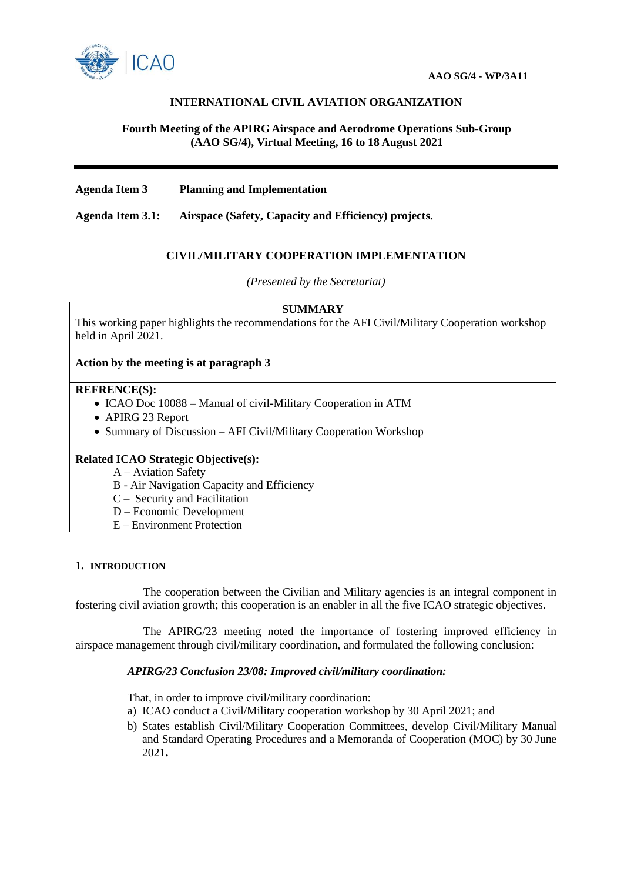**AAO SG/4 - WP/3A11**

**INTERNATIONAL CIVIL AVIATION ORGANIZATION**

**Fourth Meeting of the APIRG Airspace and Aerodrome Operations Sub-Group (AAO SG/4), Virtual Meeting, 16 to 18 August 2021**

---

**Agenda Item 3 Planning and Implementation**

**Agenda Item 3.1: Airspace (Safety, Capacity and Efficiency) projects.**

**CIVIL/MILITARY COOPERATION IMPLEMENTATION**

*(Presented by the Secretariat)*

| **SUMMARY** |
|---|
| This working paper highlights the recommendations for the AFI Civil/Military Cooperation workshop held in April 2021.<br><br>**Action by the meeting is at paragraph 3** |
| **REFRENCE(S):**<br>• ICAO Doc 10088 – Manual of civil-Military Cooperation in ATM<br>• APIRG 23 Report<br>• Summary of Discussion – AFI Civil/Military Cooperation Workshop |
| **Related ICAO Strategic Objective(s):**<br>A – Aviation Safety<br>B - Air Navigation Capacity and Efficiency<br>C – Security and Facilitation<br>D – Economic Development<br>E – Environment Protection |

## 1. INTRODUCTION

The cooperation between the Civilian and Military agencies is an integral component in fostering civil aviation growth; this cooperation is an enabler in all the five ICAO strategic objectives.

The APIRG/23 meeting noted the importance of fostering improved efficiency in airspace management through civil/military coordination, and formulated the following conclusion:

***APIRG/23 Conclusion 23/08: Improved civil/military coordination:***

That, in order to improve civil/military coordination:

a) ICAO conduct a Civil/Military cooperation workshop by 30 April 2021; and
b) States establish Civil/Military Cooperation Committees, develop Civil/Military Manual and Standard Operating Procedures and a Memoranda of Cooperation (MOC) by 30 June 2021.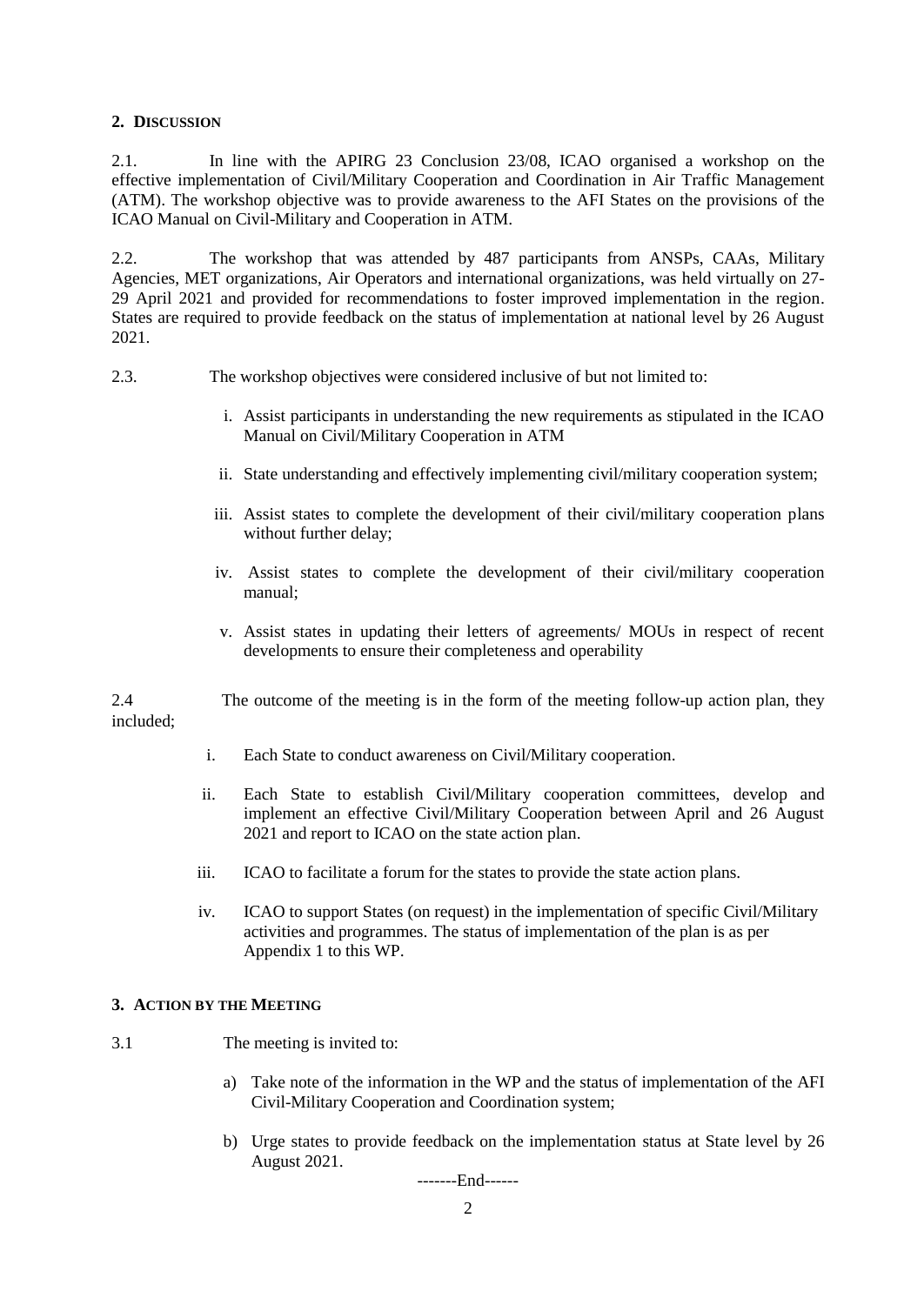## 2. DISCUSSION

2.1. In line with the APIRG 23 Conclusion 23/08, ICAO organised a workshop on the effective implementation of Civil/Military Cooperation and Coordination in Air Traffic Management (ATM). The workshop objective was to provide awareness to the AFI States on the provisions of the ICAO Manual on Civil-Military and Cooperation in ATM.

2.2. The workshop that was attended by 487 participants from ANSPs, CAAs, Military Agencies, MET organizations, Air Operators and international organizations, was held virtually on 27-29 April 2021 and provided for recommendations to foster improved implementation in the region. States are required to provide feedback on the status of implementation at national level by 26 August 2021.

2.3. The workshop objectives were considered inclusive of but not limited to:

i. Assist participants in understanding the new requirements as stipulated in the ICAO Manual on Civil/Military Cooperation in ATM

ii. State understanding and effectively implementing civil/military cooperation system;

iii. Assist states to complete the development of their civil/military cooperation plans without further delay;

iv. Assist states to complete the development of their civil/military cooperation manual;

v. Assist states in updating their letters of agreements/ MOUs in respect of recent developments to ensure their completeness and operability

2.4 The outcome of the meeting is in the form of the meeting follow-up action plan, they included;

i. Each State to conduct awareness on Civil/Military cooperation.

ii. Each State to establish Civil/Military cooperation committees, develop and implement an effective Civil/Military Cooperation between April and 26 August 2021 and report to ICAO on the state action plan.

iii. ICAO to facilitate a forum for the states to provide the state action plans.

iv. ICAO to support States (on request) in the implementation of specific Civil/Military activities and programmes. The status of implementation of the plan is as per Appendix 1 to this WP.

## 3. ACTION BY THE MEETING

3.1 The meeting is invited to:

a) Take note of the information in the WP and the status of implementation of the AFI Civil-Military Cooperation and Coordination system;

b) Urge states to provide feedback on the implementation status at State level by 26 August 2021.

-------End------